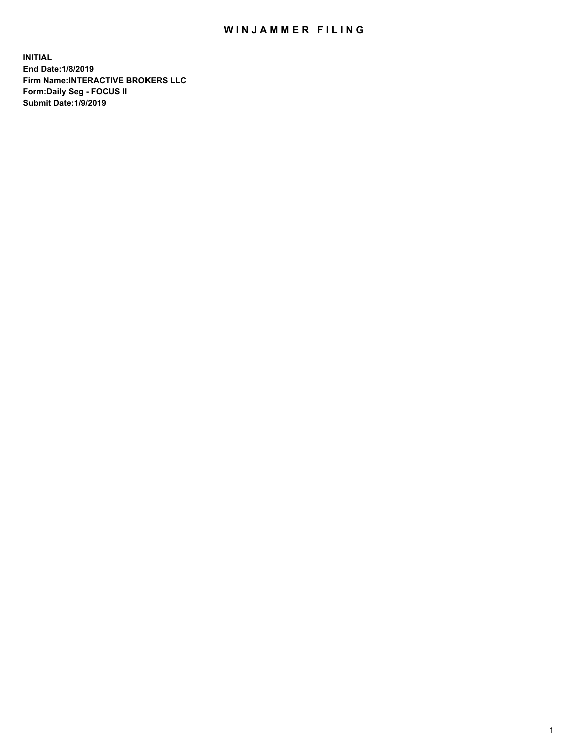# WINJAMMER FILING

**INITIAL**
**End Date:1/8/2019**
**Firm Name:INTERACTIVE BROKERS LLC**
**Form:Daily Seg - FOCUS II**
**Submit Date:1/9/2019**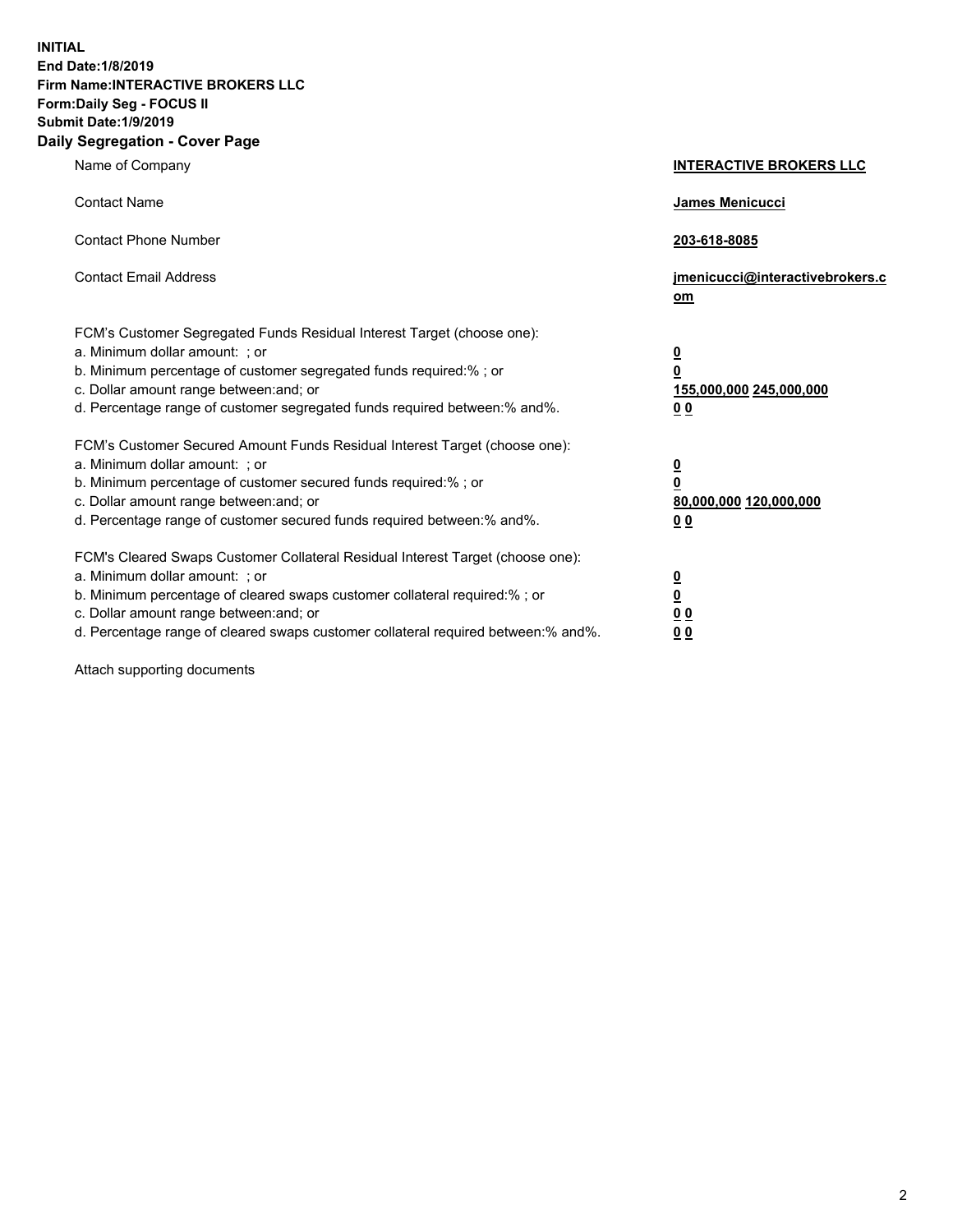**INITIAL**
**End Date:1/8/2019**
**Firm Name:INTERACTIVE BROKERS LLC**
**Form:Daily Seg - FOCUS II**
**Submit Date:1/9/2019**
**Daily Segregation - Cover Page**

| | |
|---|---|
| Name of Company | **INTERACTIVE BROKERS LLC** |
| Contact Name | **James Menicucci** |
| Contact Phone Number | **203-618-8085** |
| Contact Email Address | **jmenicucci@interactivebrokers.com** |

FCM's Customer Segregated Funds Residual Interest Target (choose one):

| | |
|---|---|
| a. Minimum dollar amount: ; or | **0** |
| b. Minimum percentage of customer segregated funds required:% ; or | **0** |
| c. Dollar amount range between:and; or | **155,000,000** **245,000,000** |
| d. Percentage range of customer segregated funds required between:% and%. | **0** **0** |

FCM's Customer Secured Amount Funds Residual Interest Target (choose one):

| | |
|---|---|
| a. Minimum dollar amount: ; or | **0** |
| b. Minimum percentage of customer secured funds required:% ; or | **0** |
| c. Dollar amount range between:and; or | **80,000,000** **120,000,000** |
| d. Percentage range of customer secured funds required between:% and%. | **0** **0** |

FCM's Cleared Swaps Customer Collateral Residual Interest Target (choose one):

| | |
|---|---|
| a. Minimum dollar amount: ; or | **0** |
| b. Minimum percentage of cleared swaps customer collateral required:% ; or | **0** |
| c. Dollar amount range between:and; or | **0** **0** |
| d. Percentage range of cleared swaps customer collateral required between:% and%. | **0** **0** |

Attach supporting documents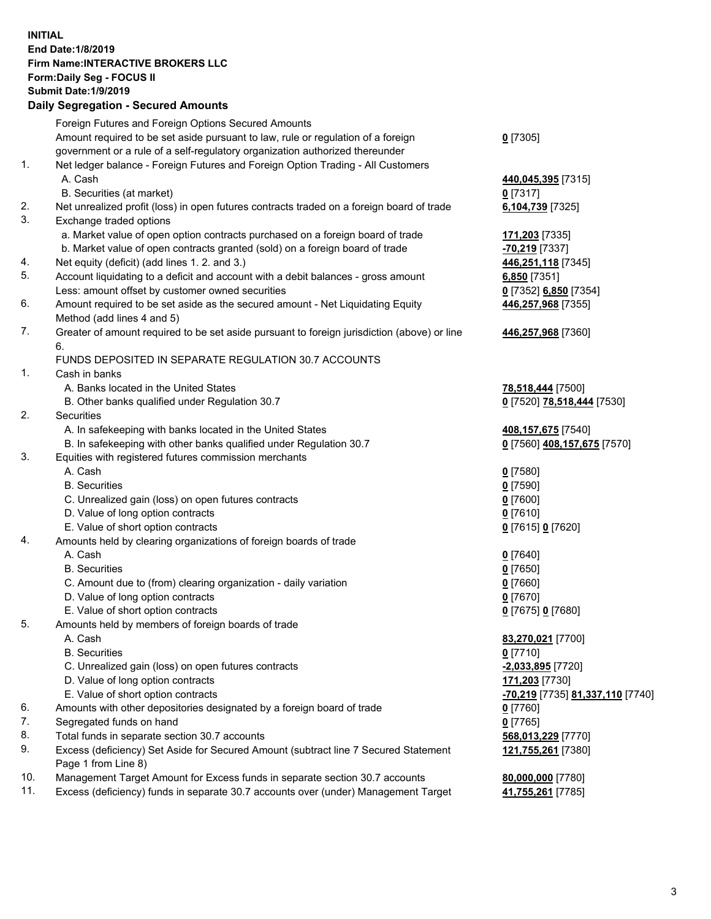**INITIAL**
**End Date:1/8/2019**
**Firm Name:INTERACTIVE BROKERS LLC**
**Form:Daily Seg - FOCUS II**
**Submit Date:1/9/2019**

## Daily Segregation - Secured Amounts

| | | |
|---|---|---|
| | Foreign Futures and Foreign Options Secured Amounts | |
| | Amount required to be set aside pursuant to law, rule or regulation of a foreign government or a rule of a self-regulatory organization authorized thereunder | **0** [7305] |
| 1. | Net ledger balance - Foreign Futures and Foreign Option Trading - All Customers | |
| | A. Cash | **440,045,395** [7315] |
| | B. Securities (at market) | **0** [7317] |
| 2. | Net unrealized profit (loss) in open futures contracts traded on a foreign board of trade | **6,104,739** [7325] |
| 3. | Exchange traded options | |
| | a. Market value of open option contracts purchased on a foreign board of trade | **171,203** [7335] |
| | b. Market value of open contracts granted (sold) on a foreign board of trade | **-70,219** [7337] |
| 4. | Net equity (deficit) (add lines 1. 2. and 3.) | **446,251,118** [7345] |
| 5. | Account liquidating to a deficit and account with a debit balances - gross amount | **6,850** [7351] |
| | Less: amount offset by customer owned securities | **0** [7352] **6,850** [7354] |
| 6. | Amount required to be set aside as the secured amount - Net Liquidating Equity Method (add lines 4 and 5) | **446,257,968** [7355] |
| 7. | Greater of amount required to be set aside pursuant to foreign jurisdiction (above) or line 6. | **446,257,968** [7360] |
| | FUNDS DEPOSITED IN SEPARATE REGULATION 30.7 ACCOUNTS | |
| 1. | Cash in banks | |
| | A. Banks located in the United States | **78,518,444** [7500] |
| | B. Other banks qualified under Regulation 30.7 | **0** [7520] **78,518,444** [7530] |
| 2. | Securities | |
| | A. In safekeeping with banks located in the United States | **408,157,675** [7540] |
| | B. In safekeeping with other banks qualified under Regulation 30.7 | **0** [7560] **408,157,675** [7570] |
| 3. | Equities with registered futures commission merchants | |
| | A. Cash | **0** [7580] |
| | B. Securities | **0** [7590] |
| | C. Unrealized gain (loss) on open futures contracts | **0** [7600] |
| | D. Value of long option contracts | **0** [7610] |
| | E. Value of short option contracts | **0** [7615] **0** [7620] |
| 4. | Amounts held by clearing organizations of foreign boards of trade | |
| | A. Cash | **0** [7640] |
| | B. Securities | **0** [7650] |
| | C. Amount due to (from) clearing organization - daily variation | **0** [7660] |
| | D. Value of long option contracts | **0** [7670] |
| | E. Value of short option contracts | **0** [7675] **0** [7680] |
| 5. | Amounts held by members of foreign boards of trade | |
| | A. Cash | **83,270,021** [7700] |
| | B. Securities | **0** [7710] |
| | C. Unrealized gain (loss) on open futures contracts | **-2,033,895** [7720] |
| | D. Value of long option contracts | **171,203** [7730] |
| | E. Value of short option contracts | **-70,219** [7735] **81,337,110** [7740] |
| 6. | Amounts with other depositories designated by a foreign board of trade | **0** [7760] |
| 7. | Segregated funds on hand | **0** [7765] |
| 8. | Total funds in separate section 30.7 accounts | **568,013,229** [7770] |
| 9. | Excess (deficiency) Set Aside for Secured Amount (subtract line 7 Secured Statement Page 1 from Line 8) | **121,755,261** [7380] |
| 10. | Management Target Amount for Excess funds in separate section 30.7 accounts | **80,000,000** [7780] |
| 11. | Excess (deficiency) funds in separate 30.7 accounts over (under) Management Target | **41,755,261** [7785] |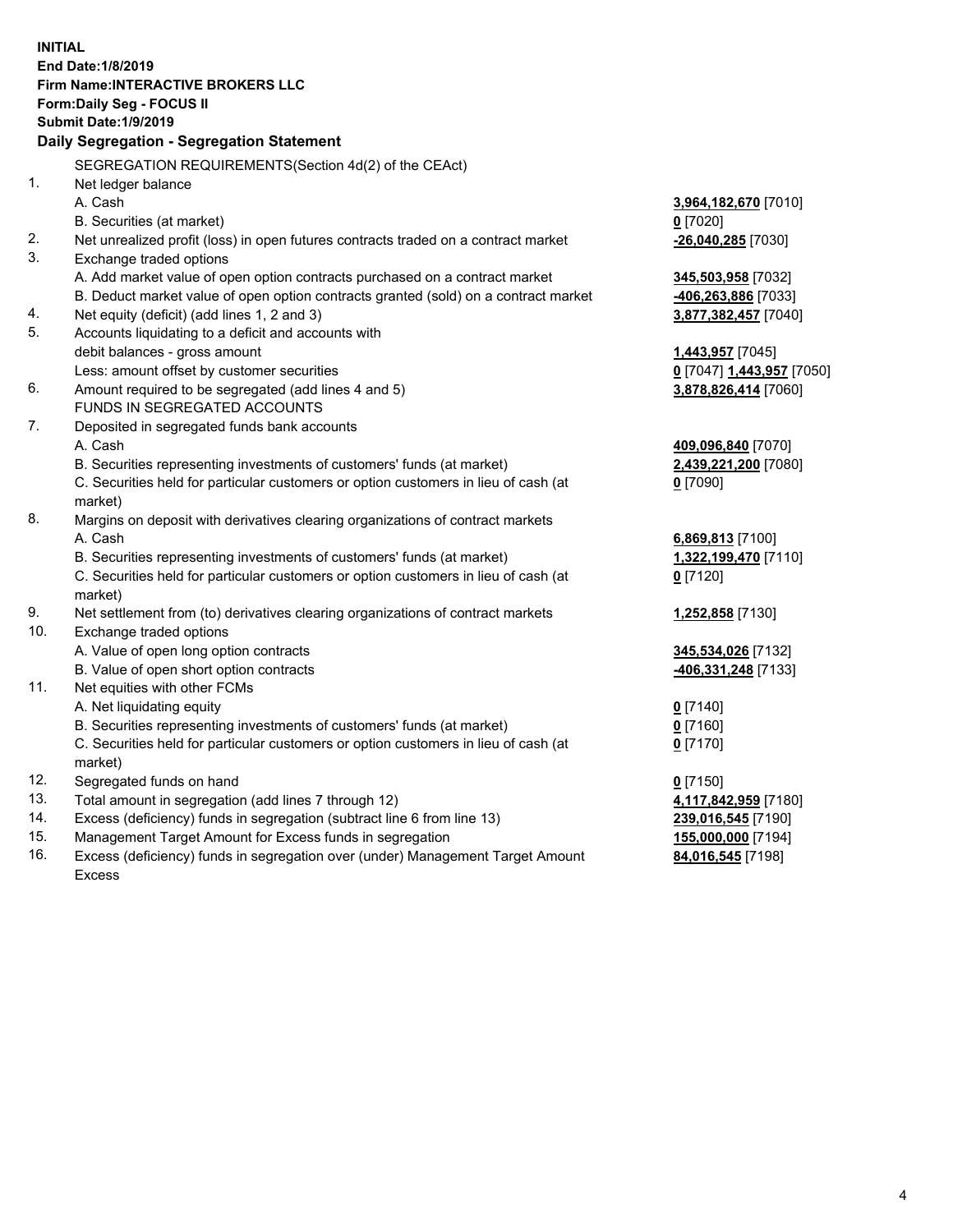**INITIAL**
**End Date:1/8/2019**
**Firm Name:INTERACTIVE BROKERS LLC**
**Form:Daily Seg - FOCUS II**
**Submit Date:1/9/2019**

**Daily Segregation - Segregation Statement**

SEGREGATION REQUIREMENTS(Section 4d(2) of the CEAct)

| | | |
|---|---|---|
| 1. | Net ledger balance | |
| | A. Cash | **3,964,182,670** [7010] |
| | B. Securities (at market) | **0** [7020] |
| 2. | Net unrealized profit (loss) in open futures contracts traded on a contract market | **-26,040,285** [7030] |
| 3. | Exchange traded options | |
| | A. Add market value of open option contracts purchased on a contract market | **345,503,958** [7032] |
| | B. Deduct market value of open option contracts granted (sold) on a contract market | **-406,263,886** [7033] |
| 4. | Net equity (deficit) (add lines 1, 2 and 3) | **3,877,382,457** [7040] |
| 5. | Accounts liquidating to a deficit and accounts with debit balances - gross amount | **1,443,957** [7045] |
| | Less: amount offset by customer securities | **0** [7047] **1,443,957** [7050] |
| 6. | Amount required to be segregated (add lines 4 and 5) | **3,878,826,414** [7060] |
| | FUNDS IN SEGREGATED ACCOUNTS | |
| 7. | Deposited in segregated funds bank accounts | |
| | A. Cash | **409,096,840** [7070] |
| | B. Securities representing investments of customers' funds (at market) | **2,439,221,200** [7080] |
| | C. Securities held for particular customers or option customers in lieu of cash (at market) | **0** [7090] |
| 8. | Margins on deposit with derivatives clearing organizations of contract markets | |
| | A. Cash | **6,869,813** [7100] |
| | B. Securities representing investments of customers' funds (at market) | **1,322,199,470** [7110] |
| | C. Securities held for particular customers or option customers in lieu of cash (at market) | **0** [7120] |
| 9. | Net settlement from (to) derivatives clearing organizations of contract markets | **1,252,858** [7130] |
| 10. | Exchange traded options | |
| | A. Value of open long option contracts | **345,534,026** [7132] |
| | B. Value of open short option contracts | **-406,331,248** [7133] |
| 11. | Net equities with other FCMs | |
| | A. Net liquidating equity | **0** [7140] |
| | B. Securities representing investments of customers' funds (at market) | **0** [7160] |
| | C. Securities held for particular customers or option customers in lieu of cash (at market) | **0** [7170] |
| 12. | Segregated funds on hand | **0** [7150] |
| 13. | Total amount in segregation (add lines 7 through 12) | **4,117,842,959** [7180] |
| 14. | Excess (deficiency) funds in segregation (subtract line 6 from line 13) | **239,016,545** [7190] |
| 15. | Management Target Amount for Excess funds in segregation | **155,000,000** [7194] |
| 16. | Excess (deficiency) funds in segregation over (under) Management Target Amount Excess | **84,016,545** [7198] |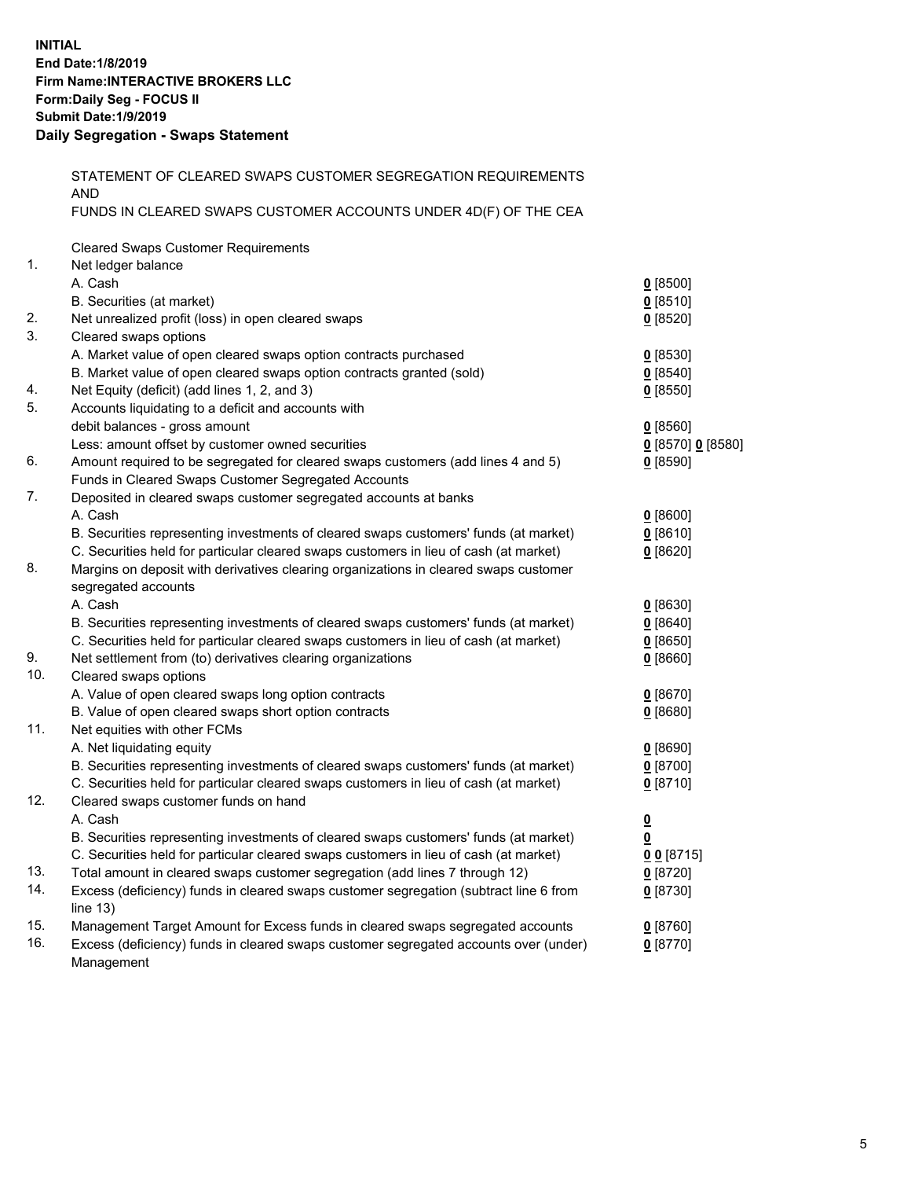**INITIAL**
**End Date:1/8/2019**
**Firm Name:INTERACTIVE BROKERS LLC**
**Form:Daily Seg - FOCUS II**
**Submit Date:1/9/2019**
**Daily Segregation - Swaps Statement**

STATEMENT OF CLEARED SWAPS CUSTOMER SEGREGATION REQUIREMENTS AND FUNDS IN CLEARED SWAPS CUSTOMER ACCOUNTS UNDER 4D(F) OF THE CEA

| | | |
|---|---|---|
| | Cleared Swaps Customer Requirements | |
| 1. | Net ledger balance | |
| | A. Cash | 0 [8500] |
| | B. Securities (at market) | 0 [8510] |
| 2. | Net unrealized profit (loss) in open cleared swaps | 0 [8520] |
| 3. | Cleared swaps options | |
| | A. Market value of open cleared swaps option contracts purchased | 0 [8530] |
| | B. Market value of open cleared swaps option contracts granted (sold) | 0 [8540] |
| 4. | Net Equity (deficit) (add lines 1, 2, and 3) | 0 [8550] |
| 5. | Accounts liquidating to a deficit and accounts with debit balances - gross amount | 0 [8560] |
| | Less: amount offset by customer owned securities | 0 [8570] 0 [8580] |
| 6. | Amount required to be segregated for cleared swaps customers (add lines 4 and 5) | 0 [8590] |
| | Funds in Cleared Swaps Customer Segregated Accounts | |
| 7. | Deposited in cleared swaps customer segregated accounts at banks | |
| | A. Cash | 0 [8600] |
| | B. Securities representing investments of cleared swaps customers' funds (at market) | 0 [8610] |
| | C. Securities held for particular cleared swaps customers in lieu of cash (at market) | 0 [8620] |
| 8. | Margins on deposit with derivatives clearing organizations in cleared swaps customer segregated accounts | |
| | A. Cash | 0 [8630] |
| | B. Securities representing investments of cleared swaps customers' funds (at market) | 0 [8640] |
| | C. Securities held for particular cleared swaps customers in lieu of cash (at market) | 0 [8650] |
| 9. | Net settlement from (to) derivatives clearing organizations | 0 [8660] |
| 10. | Cleared swaps options | |
| | A. Value of open cleared swaps long option contracts | 0 [8670] |
| | B. Value of open cleared swaps short option contracts | 0 [8680] |
| 11. | Net equities with other FCMs | |
| | A. Net liquidating equity | 0 [8690] |
| | B. Securities representing investments of cleared swaps customers' funds (at market) | 0 [8700] |
| | C. Securities held for particular cleared swaps customers in lieu of cash (at market) | 0 [8710] |
| 12. | Cleared swaps customer funds on hand | |
| | A. Cash | 0 |
| | B. Securities representing investments of cleared swaps customers' funds (at market) | 0 |
| | C. Securities held for particular cleared swaps customers in lieu of cash (at market) | 0 0 [8715] |
| 13. | Total amount in cleared swaps customer segregation (add lines 7 through 12) | 0 [8720] |
| 14. | Excess (deficiency) funds in cleared swaps customer segregation (subtract line 6 from line 13) | 0 [8730] |
| 15. | Management Target Amount for Excess funds in cleared swaps segregated accounts | 0 [8760] |
| 16. | Excess (deficiency) funds in cleared swaps customer segregated accounts over (under) Management | 0 [8770] |